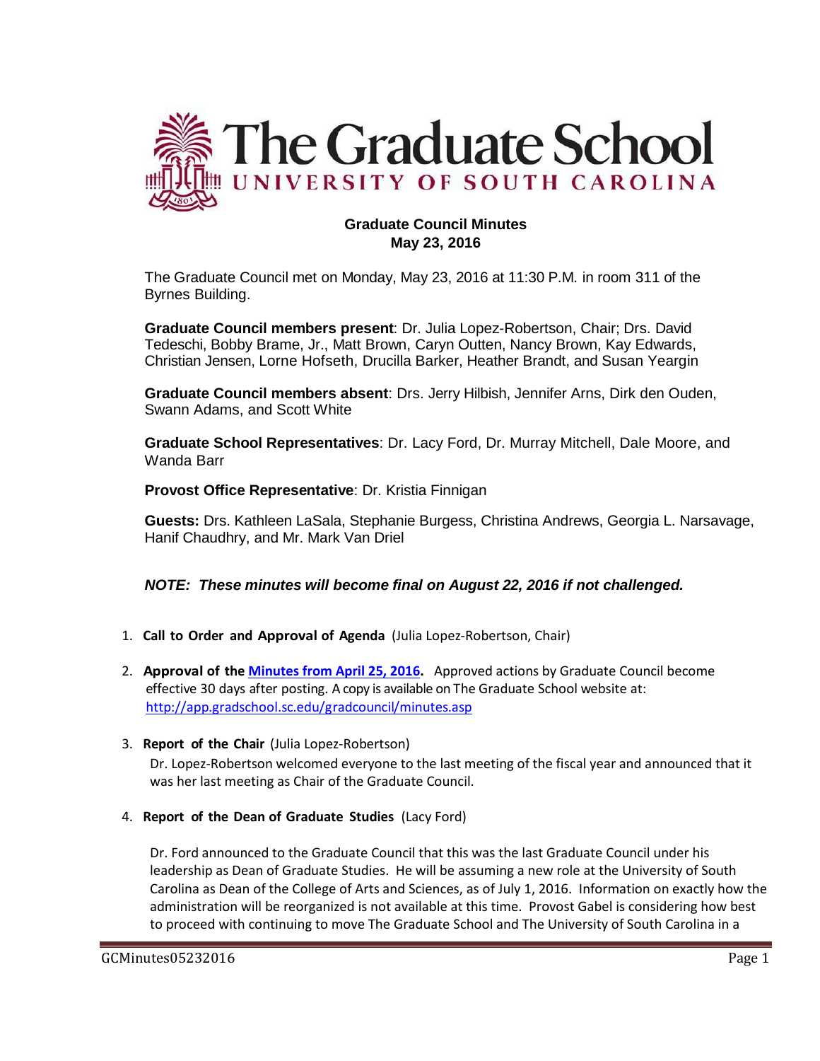# The Graduate School
## UNIVERSITY OF SOUTH CAROLINA

**Graduate Council Minutes**
**May 23, 2016**

The Graduate Council met on Monday, May 23, 2016 at 11:30 P.M. in room 311 of the Byrnes Building.

**Graduate Council members present**: Dr. Julia Lopez-Robertson, Chair; Drs. David Tedeschi, Bobby Brame, Jr., Matt Brown, Caryn Outten, Nancy Brown, Kay Edwards, Christian Jensen, Lorne Hofseth, Drucilla Barker, Heather Brandt, and Susan Yeargin

**Graduate Council members absent**: Drs. Jerry Hilbish, Jennifer Arns, Dirk den Ouden, Swann Adams, and Scott White

**Graduate School Representatives**: Dr. Lacy Ford, Dr. Murray Mitchell, Dale Moore, and Wanda Barr

**Provost Office Representative**: Dr. Kristia Finnigan

**Guests:** Drs. Kathleen LaSala, Stephanie Burgess, Christina Andrews, Georgia L. Narsavage, Hanif Chaudhry, and Mr. Mark Van Driel

***NOTE: These minutes will become final on August 22, 2016 if not challenged.***

1. **Call to Order and Approval of Agenda** (Julia Lopez-Robertson, Chair)

2. **Approval of the Minutes from April 25, 2016.** Approved actions by Graduate Council become effective 30 days after posting. A copy is available on The Graduate School website at: http://app.gradschool.sc.edu/gradcouncil/minutes.asp

3. **Report of the Chair** (Julia Lopez-Robertson)

   Dr. Lopez-Robertson welcomed everyone to the last meeting of the fiscal year and announced that it was her last meeting as Chair of the Graduate Council.

4. **Report of the Dean of Graduate Studies** (Lacy Ford)

   Dr. Ford announced to the Graduate Council that this was the last Graduate Council under his leadership as Dean of Graduate Studies. He will be assuming a new role at the University of South Carolina as Dean of the College of Arts and Sciences, as of July 1, 2016. Information on exactly how the administration will be reorganized is not available at this time. Provost Gabel is considering how best to proceed with continuing to move The Graduate School and The University of South Carolina in a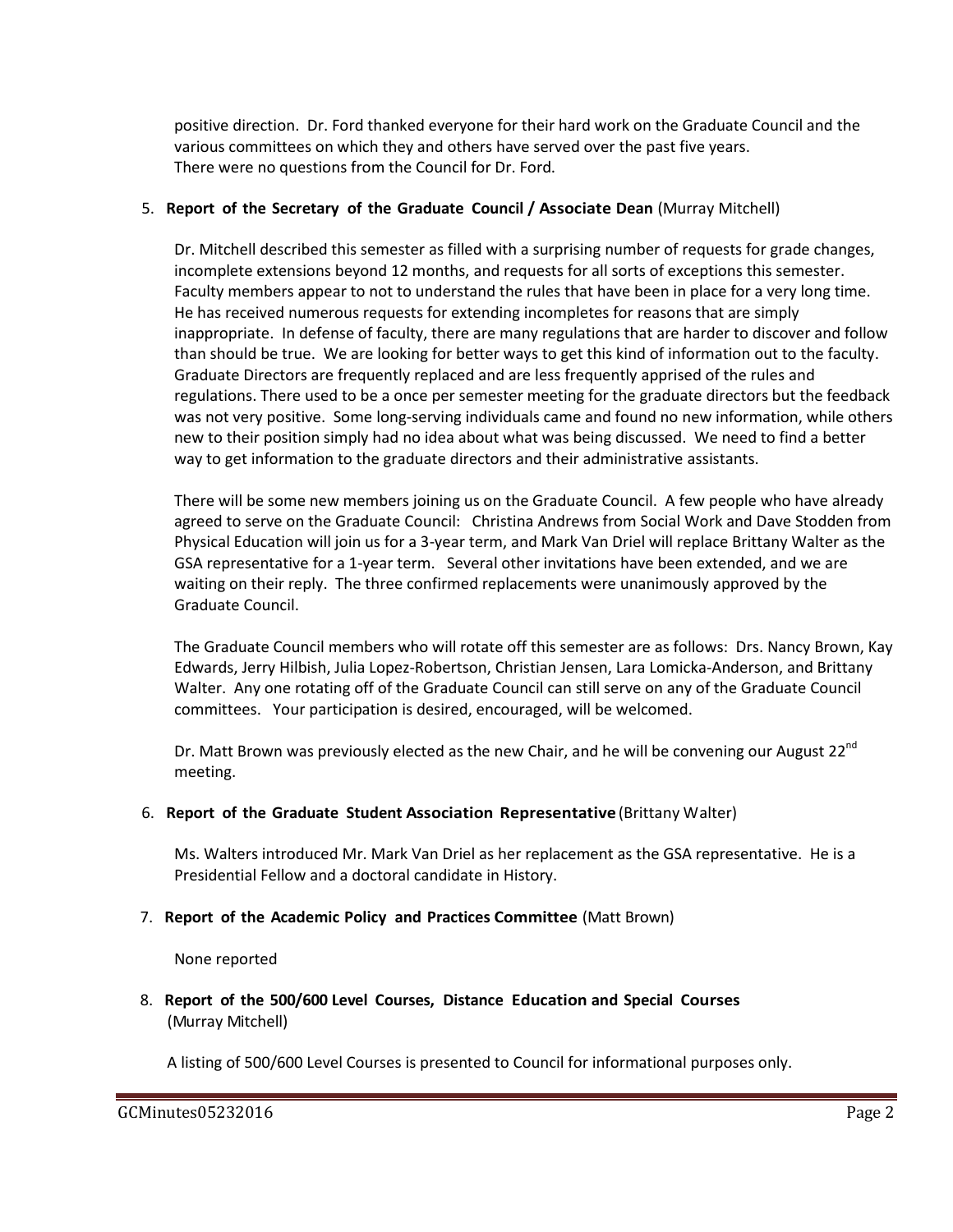positive direction. Dr. Ford thanked everyone for their hard work on the Graduate Council and the various committees on which they and others have served over the past five years. There were no questions from the Council for Dr. Ford.

5. **Report of the Secretary of the Graduate Council / Associate Dean** (Murray Mitchell)

   Dr. Mitchell described this semester as filled with a surprising number of requests for grade changes, incomplete extensions beyond 12 months, and requests for all sorts of exceptions this semester. Faculty members appear to not to understand the rules that have been in place for a very long time. He has received numerous requests for extending incompletes for reasons that are simply inappropriate. In defense of faculty, there are many regulations that are harder to discover and follow than should be true. We are looking for better ways to get this kind of information out to the faculty. Graduate Directors are frequently replaced and are less frequently apprised of the rules and regulations. There used to be a once per semester meeting for the graduate directors but the feedback was not very positive. Some long-serving individuals came and found no new information, while others new to their position simply had no idea about what was being discussed. We need to find a better way to get information to the graduate directors and their administrative assistants.

   There will be some new members joining us on the Graduate Council. A few people who have already agreed to serve on the Graduate Council: Christina Andrews from Social Work and Dave Stodden from Physical Education will join us for a 3-year term, and Mark Van Driel will replace Brittany Walter as the GSA representative for a 1-year term. Several other invitations have been extended, and we are waiting on their reply. The three confirmed replacements were unanimously approved by the Graduate Council.

   The Graduate Council members who will rotate off this semester are as follows: Drs. Nancy Brown, Kay Edwards, Jerry Hilbish, Julia Lopez-Robertson, Christian Jensen, Lara Lomicka-Anderson, and Brittany Walter. Any one rotating off of the Graduate Council can still serve on any of the Graduate Council committees. Your participation is desired, encouraged, will be welcomed.

   Dr. Matt Brown was previously elected as the new Chair, and he will be convening our August 22nd meeting.

6. **Report of the Graduate Student Association Representative** (Brittany Walter)

   Ms. Walters introduced Mr. Mark Van Driel as her replacement as the GSA representative. He is a Presidential Fellow and a doctoral candidate in History.

7. **Report of the Academic Policy and Practices Committee** (Matt Brown)

   None reported

8. **Report of the 500/600 Level Courses, Distance Education and Special Courses** (Murray Mitchell)

   A listing of 500/600 Level Courses is presented to Council for informational purposes only.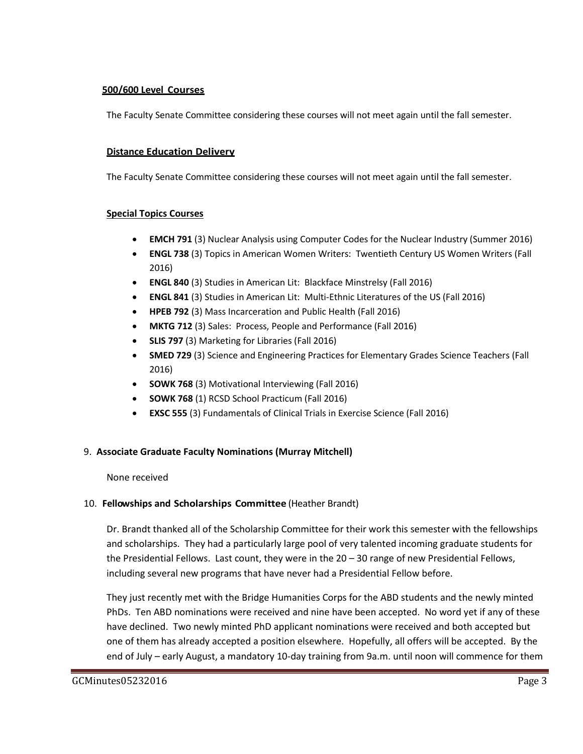**500/600 Level Courses**

The Faculty Senate Committee considering these courses will not meet again until the fall semester.

**Distance Education Delivery**

The Faculty Senate Committee considering these courses will not meet again until the fall semester.

**Special Topics Courses**

- **EMCH 791** (3) Nuclear Analysis using Computer Codes for the Nuclear Industry (Summer 2016)
- **ENGL 738** (3) Topics in American Women Writers: Twentieth Century US Women Writers (Fall 2016)
- **ENGL 840** (3) Studies in American Lit: Blackface Minstrelsy (Fall 2016)
- **ENGL 841** (3) Studies in American Lit: Multi-Ethnic Literatures of the US (Fall 2016)
- **HPEB 792** (3) Mass Incarceration and Public Health (Fall 2016)
- **MKTG 712** (3) Sales: Process, People and Performance (Fall 2016)
- **SLIS 797** (3) Marketing for Libraries (Fall 2016)
- **SMED 729** (3) Science and Engineering Practices for Elementary Grades Science Teachers (Fall 2016)
- **SOWK 768** (3) Motivational Interviewing (Fall 2016)
- **SOWK 768** (1) RCSD School Practicum (Fall 2016)
- **EXSC 555** (3) Fundamentals of Clinical Trials in Exercise Science (Fall 2016)

9. **Associate Graduate Faculty Nominations (Murray Mitchell)**

None received

10. **Fellowships and Scholarships Committee** (Heather Brandt)

Dr. Brandt thanked all of the Scholarship Committee for their work this semester with the fellowships and scholarships. They had a particularly large pool of very talented incoming graduate students for the Presidential Fellows. Last count, they were in the 20 – 30 range of new Presidential Fellows, including several new programs that have never had a Presidential Fellow before.

They just recently met with the Bridge Humanities Corps for the ABD students and the newly minted PhDs. Ten ABD nominations were received and nine have been accepted. No word yet if any of these have declined. Two newly minted PhD applicant nominations were received and both accepted but one of them has already accepted a position elsewhere. Hopefully, all offers will be accepted. By the end of July – early August, a mandatory 10-day training from 9a.m. until noon will commence for them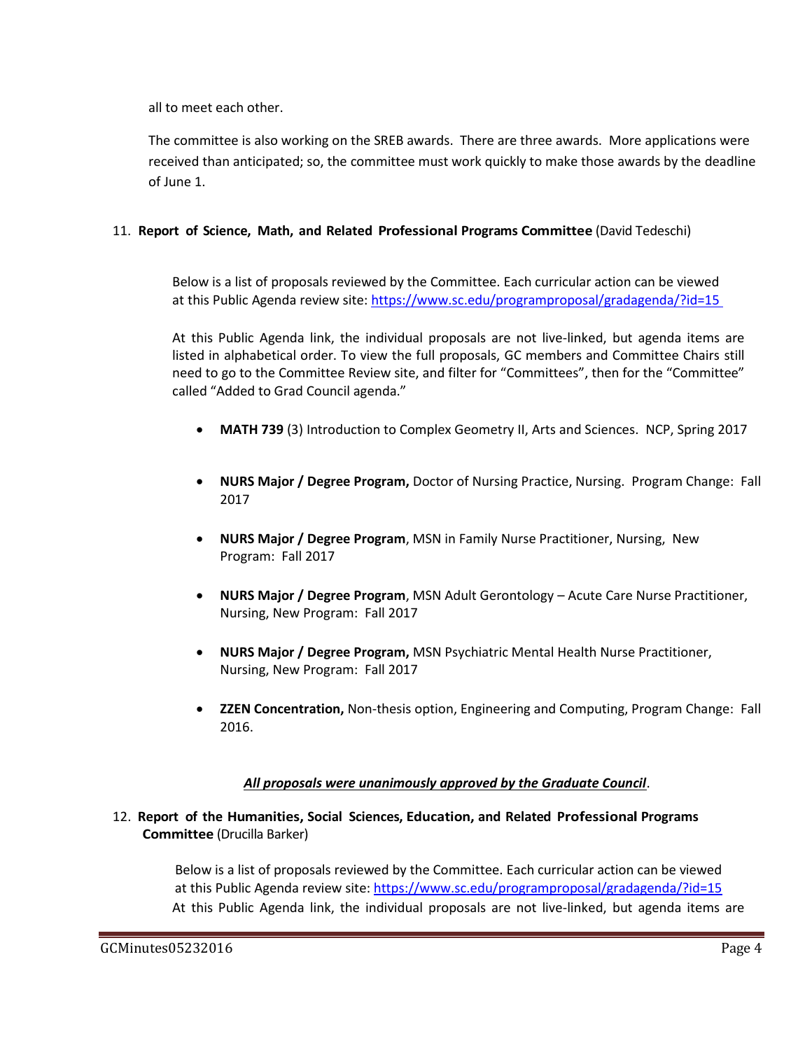all to meet each other.

The committee is also working on the SREB awards. There are three awards. More applications were received than anticipated; so, the committee must work quickly to make those awards by the deadline of June 1.

11. **Report of Science, Math, and Related Professional Programs Committee** (David Tedeschi)

Below is a list of proposals reviewed by the Committee. Each curricular action can be viewed at this Public Agenda review site: https://www.sc.edu/programproposal/gradagenda/?id=15

At this Public Agenda link, the individual proposals are not live-linked, but agenda items are listed in alphabetical order. To view the full proposals, GC members and Committee Chairs still need to go to the Committee Review site, and filter for "Committees", then for the "Committee" called "Added to Grad Council agenda."

- **MATH 739** (3) Introduction to Complex Geometry II, Arts and Sciences. NCP, Spring 2017
- **NURS Major / Degree Program,** Doctor of Nursing Practice, Nursing. Program Change: Fall 2017
- **NURS Major / Degree Program**, MSN in Family Nurse Practitioner, Nursing, New Program: Fall 2017
- **NURS Major / Degree Program**, MSN Adult Gerontology – Acute Care Nurse Practitioner, Nursing, New Program: Fall 2017
- **NURS Major / Degree Program,** MSN Psychiatric Mental Health Nurse Practitioner, Nursing, New Program: Fall 2017
- **ZZEN Concentration,** Non-thesis option, Engineering and Computing, Program Change: Fall 2016.

***<u>All proposals were unanimously approved by the Graduate Council</u>***.

12. **Report of the Humanities, Social Sciences, Education, and Related Professional Programs Committee** (Drucilla Barker)

Below is a list of proposals reviewed by the Committee. Each curricular action can be viewed at this Public Agenda review site: https://www.sc.edu/programproposal/gradagenda/?id=15
At this Public Agenda link, the individual proposals are not live-linked, but agenda items are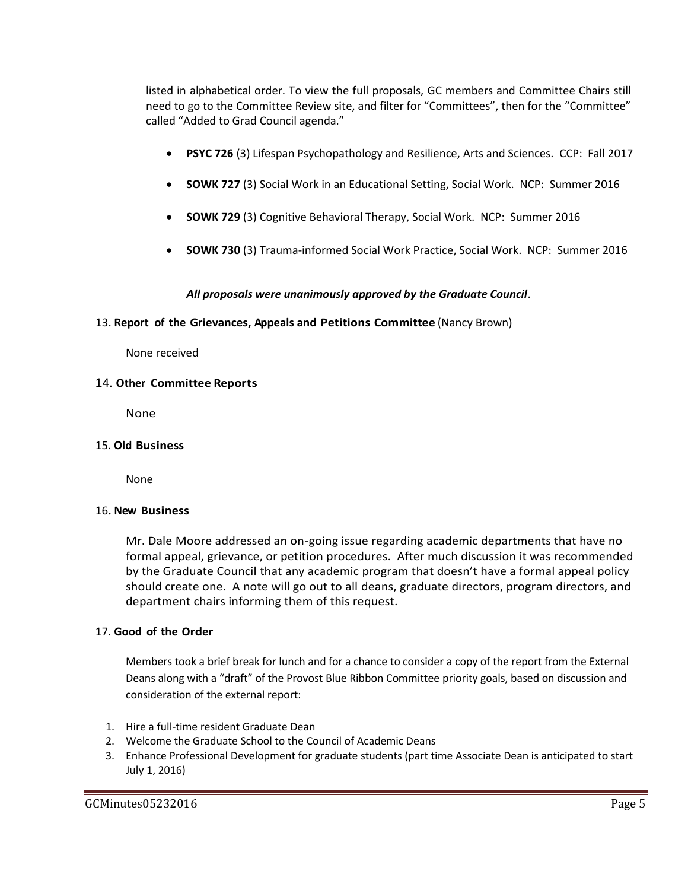listed in alphabetical order. To view the full proposals, GC members and Committee Chairs still need to go to the Committee Review site, and filter for "Committees", then for the "Committee" called "Added to Grad Council agenda."

- **PSYC 726** (3) Lifespan Psychopathology and Resilience, Arts and Sciences. CCP: Fall 2017
- **SOWK 727** (3) Social Work in an Educational Setting, Social Work. NCP: Summer 2016
- **SOWK 729** (3) Cognitive Behavioral Therapy, Social Work. NCP: Summer 2016
- **SOWK 730** (3) Trauma-informed Social Work Practice, Social Work. NCP: Summer 2016

***All proposals were unanimously approved by the Graduate Council***.

13. **Report of the Grievances, Appeals and Petitions Committee** (Nancy Brown)

None received

14. **Other Committee Reports**

None

15. **Old Business**

None

16. **New Business**

Mr. Dale Moore addressed an on-going issue regarding academic departments that have no formal appeal, grievance, or petition procedures. After much discussion it was recommended by the Graduate Council that any academic program that doesn't have a formal appeal policy should create one. A note will go out to all deans, graduate directors, program directors, and department chairs informing them of this request.

17. **Good of the Order**

Members took a brief break for lunch and for a chance to consider a copy of the report from the External Deans along with a "draft" of the Provost Blue Ribbon Committee priority goals, based on discussion and consideration of the external report:

1. Hire a full-time resident Graduate Dean
2. Welcome the Graduate School to the Council of Academic Deans
3. Enhance Professional Development for graduate students (part time Associate Dean is anticipated to start July 1, 2016)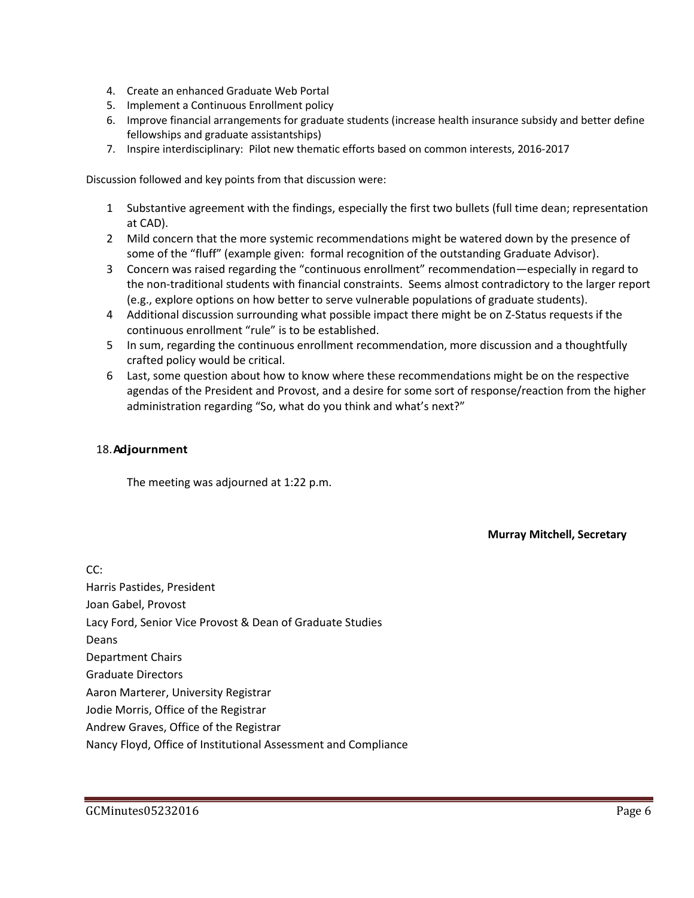4. Create an enhanced Graduate Web Portal
5. Implement a Continuous Enrollment policy
6. Improve financial arrangements for graduate students (increase health insurance subsidy and better define fellowships and graduate assistantships)
7. Inspire interdisciplinary: Pilot new thematic efforts based on common interests, 2016-2017

Discussion followed and key points from that discussion were:

1. Substantive agreement with the findings, especially the first two bullets (full time dean; representation at CAD).
2. Mild concern that the more systemic recommendations might be watered down by the presence of some of the "fluff" (example given: formal recognition of the outstanding Graduate Advisor).
3. Concern was raised regarding the "continuous enrollment" recommendation—especially in regard to the non-traditional students with financial constraints. Seems almost contradictory to the larger report (e.g., explore options on how better to serve vulnerable populations of graduate students).
4. Additional discussion surrounding what possible impact there might be on Z-Status requests if the continuous enrollment "rule" is to be established.
5. In sum, regarding the continuous enrollment recommendation, more discussion and a thoughtfully crafted policy would be critical.
6. Last, some question about how to know where these recommendations might be on the respective agendas of the President and Provost, and a desire for some sort of response/reaction from the higher administration regarding "So, what do you think and what's next?"

## 18. Adjournment

The meeting was adjourned at 1:22 p.m.

**Murray Mitchell, Secretary**

CC:
Harris Pastides, President
Joan Gabel, Provost
Lacy Ford, Senior Vice Provost & Dean of Graduate Studies
Deans
Department Chairs
Graduate Directors
Aaron Marterer, University Registrar
Jodie Morris, Office of the Registrar
Andrew Graves, Office of the Registrar
Nancy Floyd, Office of Institutional Assessment and Compliance